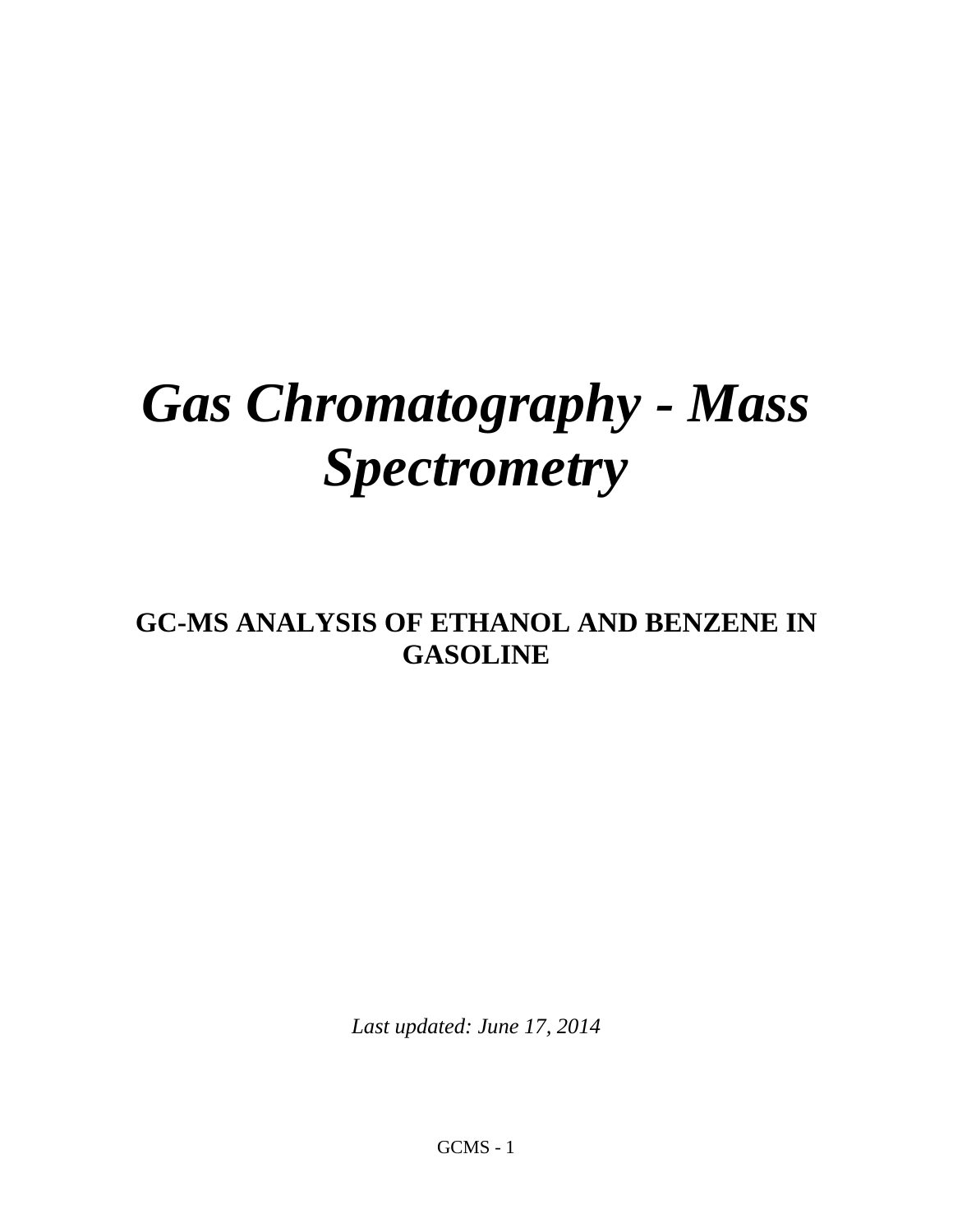# *Gas Chromatography - Mass Spectrometry*

## GC-MS ANALYSIS OF ETHANOL AND BENZENE IN GASOLINE

*Last updated: June 17, 2014*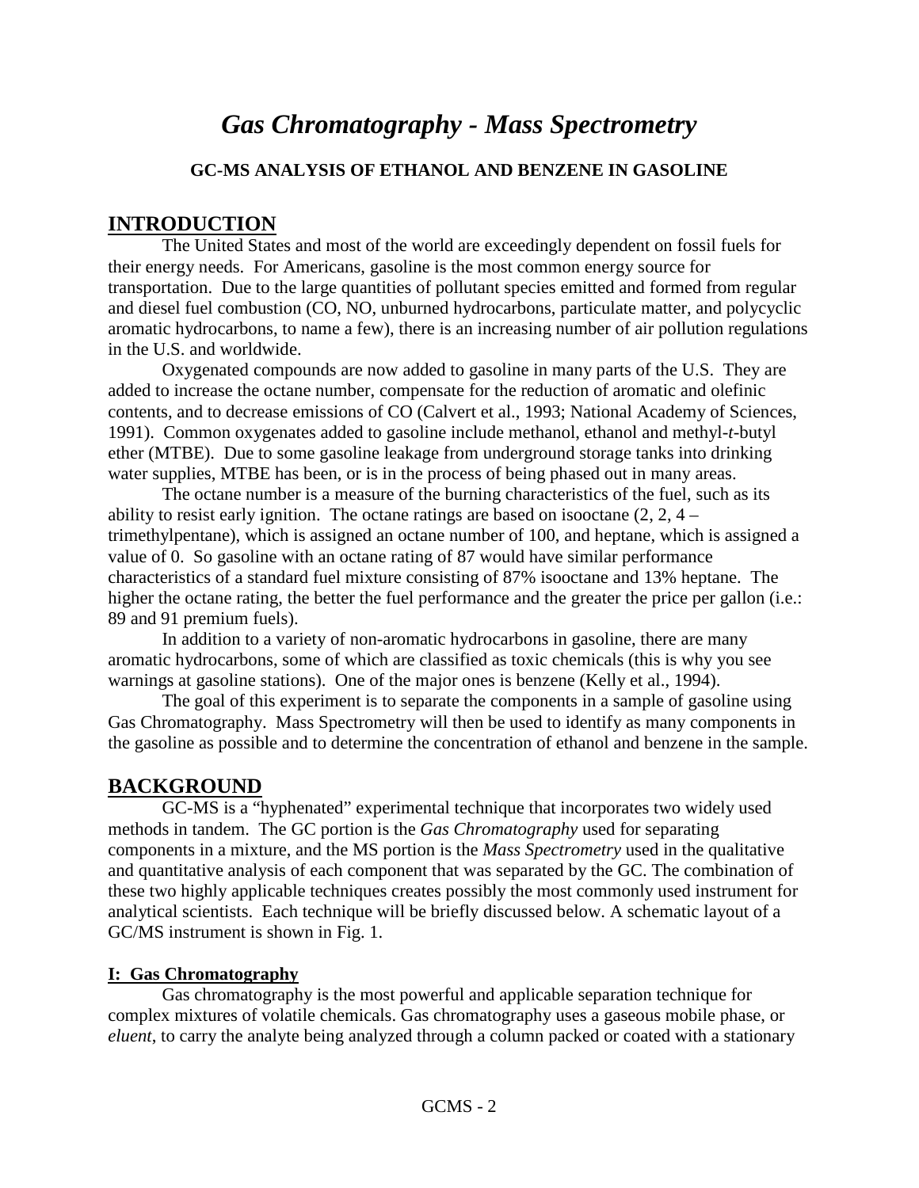# *Gas Chromatography - Mass Spectrometry*

**GC-MS ANALYSIS OF ETHANOL AND BENZENE IN GASOLINE**

## INTRODUCTION

The United States and most of the world are exceedingly dependent on fossil fuels for their energy needs. For Americans, gasoline is the most common energy source for transportation. Due to the large quantities of pollutant species emitted and formed from regular and diesel fuel combustion (CO, NO, unburned hydrocarbons, particulate matter, and polycyclic aromatic hydrocarbons, to name a few), there is an increasing number of air pollution regulations in the U.S. and worldwide.

Oxygenated compounds are now added to gasoline in many parts of the U.S. They are added to increase the octane number, compensate for the reduction of aromatic and olefinic contents, and to decrease emissions of CO (Calvert et al., 1993; National Academy of Sciences, 1991). Common oxygenates added to gasoline include methanol, ethanol and methyl-*t*-butyl ether (MTBE). Due to some gasoline leakage from underground storage tanks into drinking water supplies, MTBE has been, or is in the process of being phased out in many areas.

The octane number is a measure of the burning characteristics of the fuel, such as its ability to resist early ignition. The octane ratings are based on isooctane (2, 2, 4 – trimethylpentane), which is assigned an octane number of 100, and heptane, which is assigned a value of 0. So gasoline with an octane rating of 87 would have similar performance characteristics of a standard fuel mixture consisting of 87% isooctane and 13% heptane. The higher the octane rating, the better the fuel performance and the greater the price per gallon (i.e.: 89 and 91 premium fuels).

In addition to a variety of non-aromatic hydrocarbons in gasoline, there are many aromatic hydrocarbons, some of which are classified as toxic chemicals (this is why you see warnings at gasoline stations). One of the major ones is benzene (Kelly et al., 1994).

The goal of this experiment is to separate the components in a sample of gasoline using Gas Chromatography. Mass Spectrometry will then be used to identify as many components in the gasoline as possible and to determine the concentration of ethanol and benzene in the sample.

## BACKGROUND

GC-MS is a "hyphenated" experimental technique that incorporates two widely used methods in tandem. The GC portion is the *Gas Chromatography* used for separating components in a mixture, and the MS portion is the *Mass Spectrometry* used in the qualitative and quantitative analysis of each component that was separated by the GC. The combination of these two highly applicable techniques creates possibly the most commonly used instrument for analytical scientists. Each technique will be briefly discussed below. A schematic layout of a GC/MS instrument is shown in Fig. 1.

### I: Gas Chromatography

Gas chromatography is the most powerful and applicable separation technique for complex mixtures of volatile chemicals. Gas chromatography uses a gaseous mobile phase, or *eluent*, to carry the analyte being analyzed through a column packed or coated with a stationary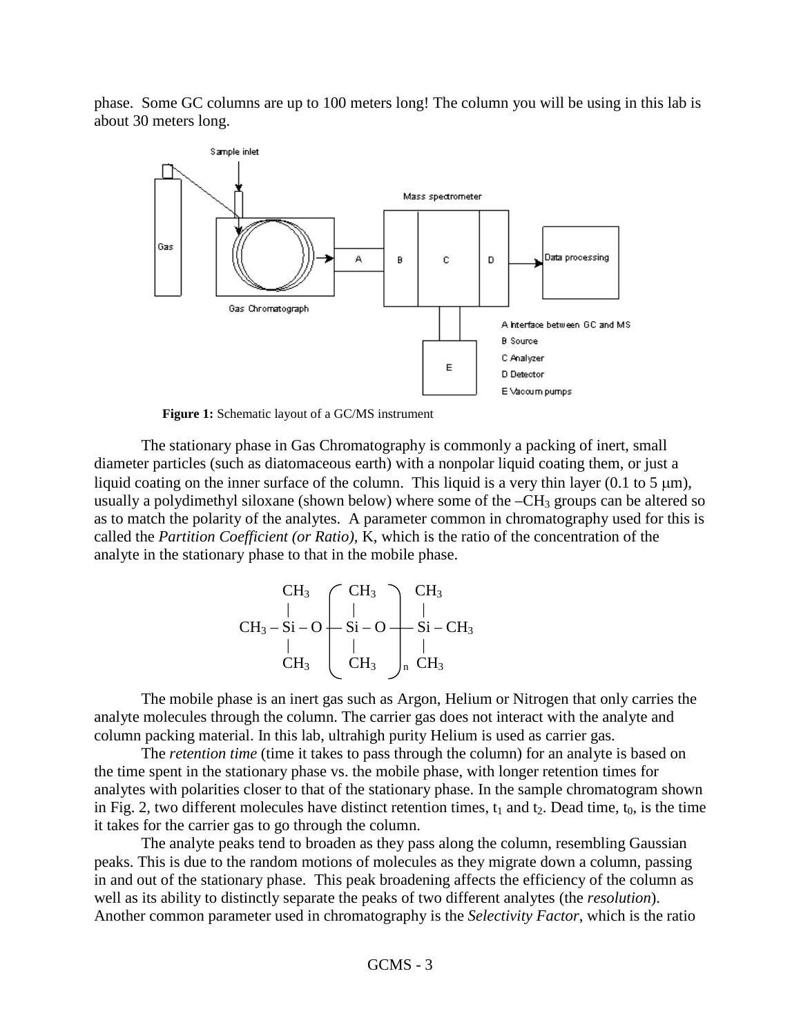phase. Some GC columns are up to 100 meters long! The column you will be using in this lab is about 30 meters long.

**Figure 1:** Schematic layout of a GC/MS instrument

The stationary phase in Gas Chromatography is commonly a packing of inert, small diameter particles (such as diatomaceous earth) with a nonpolar liquid coating them, or just a liquid coating on the inner surface of the column. This liquid is a very thin layer (0.1 to 5 μm), usually a polydimethyl siloxane (shown below) where some of the $-CH_3$ groups can be altered so as to match the polarity of the analytes. A parameter common in chromatography used for this is called the *Partition Coefficient (or Ratio)*, K, which is the ratio of the concentration of the analyte in the stationary phase to that in the mobile phase.

$$CH_3-\underset{\underset{\displaystyle CH_3}{|}}{\overset{\overset{\displaystyle CH_3}{|}}{Si}}-O\left(\underset{\underset{\displaystyle CH_3}{|}}{\overset{\overset{\displaystyle CH_3}{|}}{Si}}-O\right)_n\underset{\underset{\displaystyle CH_3}{|}}{\overset{\overset{\displaystyle CH_3}{|}}{Si}}-CH_3$$

The mobile phase is an inert gas such as Argon, Helium or Nitrogen that only carries the analyte molecules through the column. The carrier gas does not interact with the analyte and column packing material. In this lab, ultrahigh purity Helium is used as carrier gas.

The *retention time* (time it takes to pass through the column) for an analyte is based on the time spent in the stationary phase vs. the mobile phase, with longer retention times for analytes with polarities closer to that of the stationary phase. In the sample chromatogram shown in Fig. 2, two different molecules have distinct retention times, $t_1$ and $t_2$. Dead time, $t_0$, is the time it takes for the carrier gas to go through the column.

The analyte peaks tend to broaden as they pass along the column, resembling Gaussian peaks. This is due to the random motions of molecules as they migrate down a column, passing in and out of the stationary phase. This peak broadening affects the efficiency of the column as well as its ability to distinctly separate the peaks of two different analytes (the *resolution*). Another common parameter used in chromatography is the *Selectivity Factor*, which is the ratio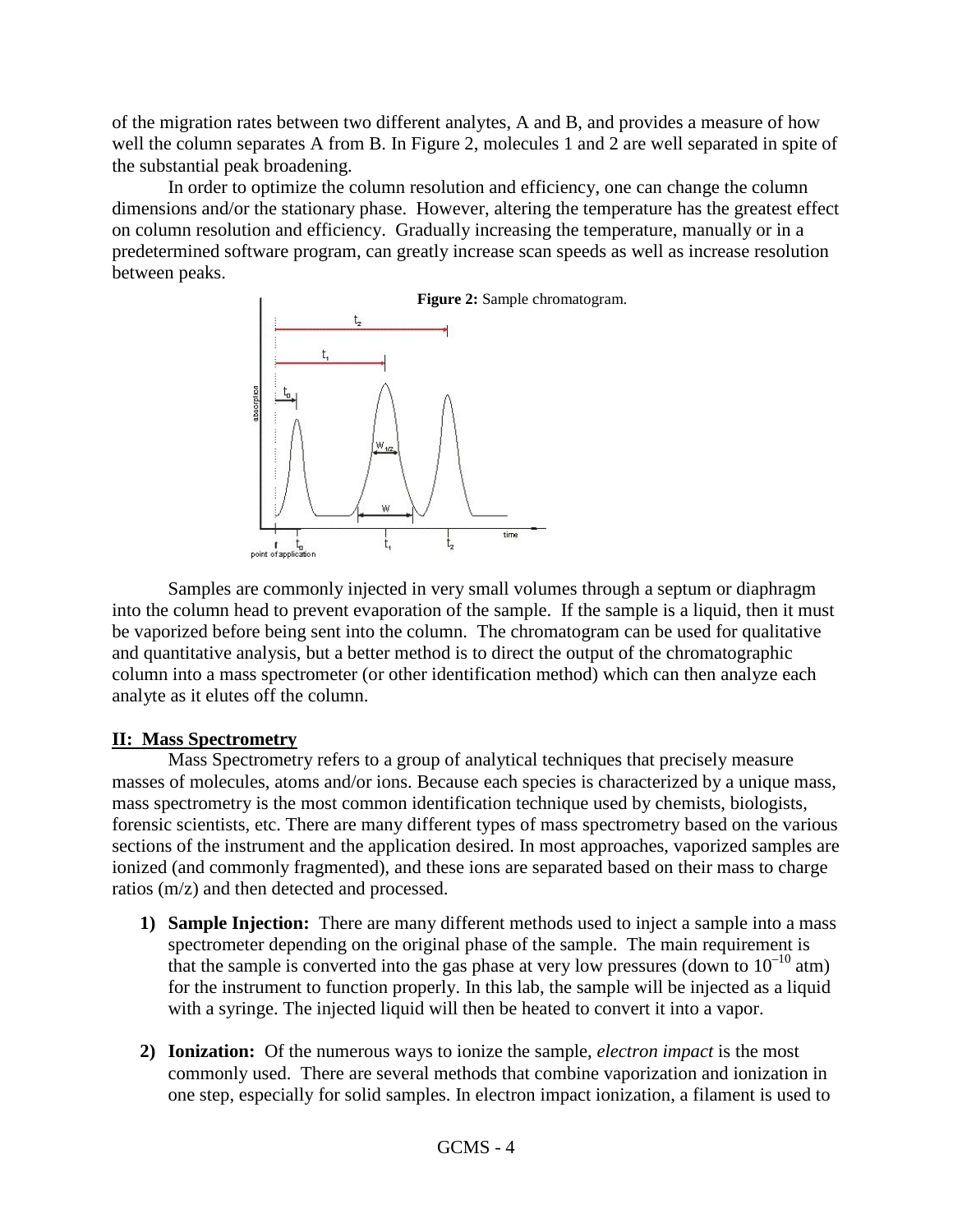of the migration rates between two different analytes, A and B, and provides a measure of how well the column separates A from B. In Figure 2, molecules 1 and 2 are well separated in spite of the substantial peak broadening.

In order to optimize the column resolution and efficiency, one can change the column dimensions and/or the stationary phase. However, altering the temperature has the greatest effect on column resolution and efficiency. Gradually increasing the temperature, manually or in a predetermined software program, can greatly increase scan speeds as well as increase resolution between peaks.

**Figure 2:** Sample chromatogram.

Samples are commonly injected in very small volumes through a septum or diaphragm into the column head to prevent evaporation of the sample. If the sample is a liquid, then it must be vaporized before being sent into the column. The chromatogram can be used for qualitative and quantitative analysis, but a better method is to direct the output of the chromatographic column into a mass spectrometer (or other identification method) which can then analyze each analyte as it elutes off the column.

## II: Mass Spectrometry

Mass Spectrometry refers to a group of analytical techniques that precisely measure masses of molecules, atoms and/or ions. Because each species is characterized by a unique mass, mass spectrometry is the most common identification technique used by chemists, biologists, forensic scientists, etc. There are many different types of mass spectrometry based on the various sections of the instrument and the application desired. In most approaches, vaporized samples are ionized (and commonly fragmented), and these ions are separated based on their mass to charge ratios (m/z) and then detected and processed.

1) **Sample Injection:** There are many different methods used to inject a sample into a mass spectrometer depending on the original phase of the sample. The main requirement is that the sample is converted into the gas phase at very low pressures (down to $10^{-10}$ atm) for the instrument to function properly. In this lab, the sample will be injected as a liquid with a syringe. The injected liquid will then be heated to convert it into a vapor.

2) **Ionization:** Of the numerous ways to ionize the sample, *electron impact* is the most commonly used. There are several methods that combine vaporization and ionization in one step, especially for solid samples. In electron impact ionization, a filament is used to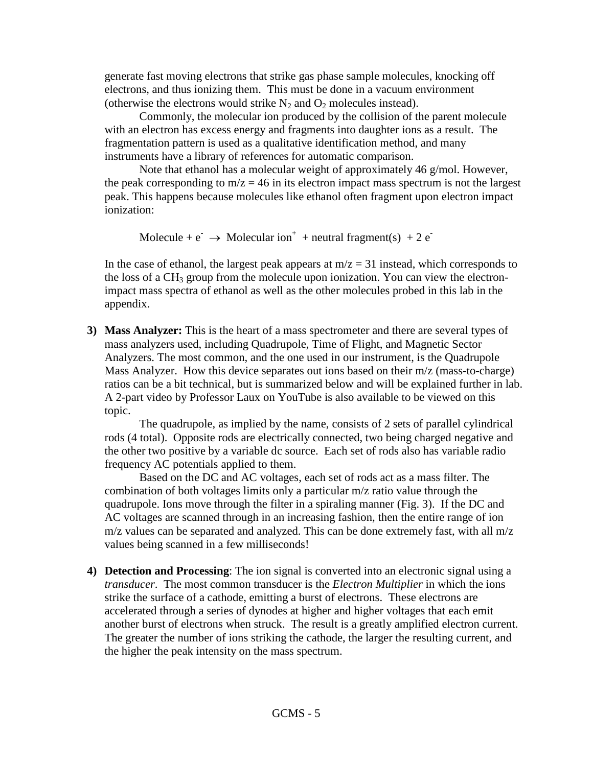generate fast moving electrons that strike gas phase sample molecules, knocking off electrons, and thus ionizing them. This must be done in a vacuum environment (otherwise the electrons would strike $N_2$ and $O_2$ molecules instead).

Commonly, the molecular ion produced by the collision of the parent molecule with an electron has excess energy and fragments into daughter ions as a result. The fragmentation pattern is used as a qualitative identification method, and many instruments have a library of references for automatic comparison.

Note that ethanol has a molecular weight of approximately 46 g/mol. However, the peak corresponding to $m/z = 46$ in its electron impact mass spectrum is not the largest peak. This happens because molecules like ethanol often fragment upon electron impact ionization:

$$\text{Molecule} + e^- \rightarrow \text{Molecular ion}^+ + \text{neutral fragment(s)} + 2\,e^-$$

In the case of ethanol, the largest peak appears at $m/z = 31$ instead, which corresponds to the loss of a $CH_3$ group from the molecule upon ionization. You can view the electron-impact mass spectra of ethanol as well as the other molecules probed in this lab in the appendix.

3) **Mass Analyzer:** This is the heart of a mass spectrometer and there are several types of mass analyzers used, including Quadrupole, Time of Flight, and Magnetic Sector Analyzers. The most common, and the one used in our instrument, is the Quadrupole Mass Analyzer. How this device separates out ions based on their m/z (mass-to-charge) ratios can be a bit technical, but is summarized below and will be explained further in lab. A 2-part video by Professor Laux on YouTube is also available to be viewed on this topic.

   The quadrupole, as implied by the name, consists of 2 sets of parallel cylindrical rods (4 total). Opposite rods are electrically connected, two being charged negative and the other two positive by a variable dc source. Each set of rods also has variable radio frequency AC potentials applied to them.

   Based on the DC and AC voltages, each set of rods act as a mass filter. The combination of both voltages limits only a particular m/z ratio value through the quadrupole. Ions move through the filter in a spiraling manner (Fig. 3). If the DC and AC voltages are scanned through in an increasing fashion, then the entire range of ion m/z values can be separated and analyzed. This can be done extremely fast, with all m/z values being scanned in a few milliseconds!

4) **Detection and Processing**: The ion signal is converted into an electronic signal using a *transducer*. The most common transducer is the *Electron Multiplier* in which the ions strike the surface of a cathode, emitting a burst of electrons. These electrons are accelerated through a series of dynodes at higher and higher voltages that each emit another burst of electrons when struck. The result is a greatly amplified electron current. The greater the number of ions striking the cathode, the larger the resulting current, and the higher the peak intensity on the mass spectrum.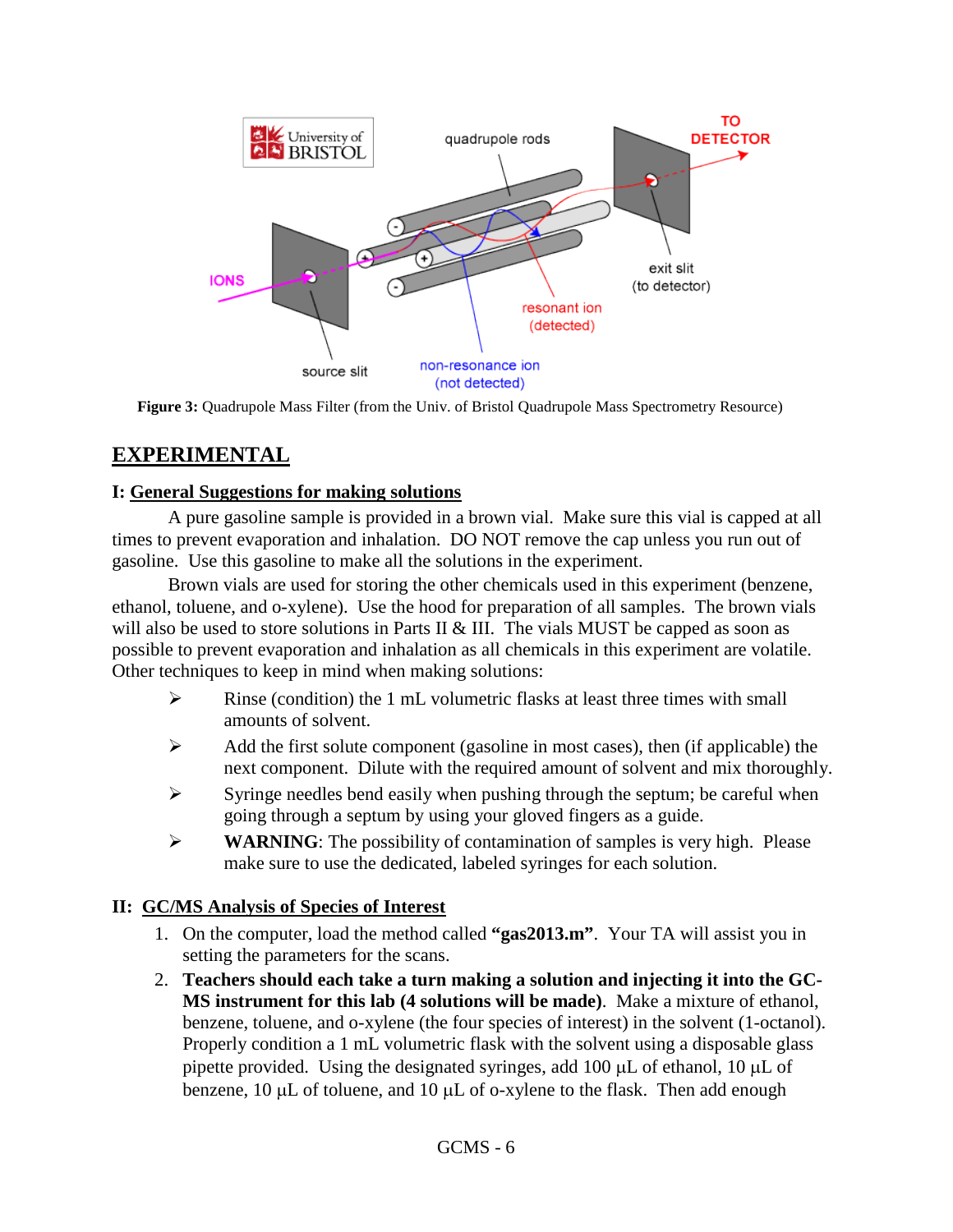**Figure 3:** Quadrupole Mass Filter (from the Univ. of Bristol Quadrupole Mass Spectrometry Resource)

# EXPERIMENTAL

## I: General Suggestions for making solutions

A pure gasoline sample is provided in a brown vial. Make sure this vial is capped at all times to prevent evaporation and inhalation. DO NOT remove the cap unless you run out of gasoline. Use this gasoline to make all the solutions in the experiment.

Brown vials are used for storing the other chemicals used in this experiment (benzene, ethanol, toluene, and o-xylene). Use the hood for preparation of all samples. The brown vials will also be used to store solutions in Parts II & III. The vials MUST be capped as soon as possible to prevent evaporation and inhalation as all chemicals in this experiment are volatile. Other techniques to keep in mind when making solutions:

- Rinse (condition) the 1 mL volumetric flasks at least three times with small amounts of solvent.
- Add the first solute component (gasoline in most cases), then (if applicable) the next component. Dilute with the required amount of solvent and mix thoroughly.
- Syringe needles bend easily when pushing through the septum; be careful when going through a septum by using your gloved fingers as a guide.
- **WARNING**: The possibility of contamination of samples is very high. Please make sure to use the dedicated, labeled syringes for each solution.

## II: GC/MS Analysis of Species of Interest

1. On the computer, load the method called **"gas2013.m"**. Your TA will assist you in setting the parameters for the scans.
2. **Teachers should each take a turn making a solution and injecting it into the GC-MS instrument for this lab (4 solutions will be made)**. Make a mixture of ethanol, benzene, toluene, and o-xylene (the four species of interest) in the solvent (1-octanol). Properly condition a 1 mL volumetric flask with the solvent using a disposable glass pipette provided. Using the designated syringes, add 100 μL of ethanol, 10 μL of benzene, 10 μL of toluene, and 10 μL of o-xylene to the flask. Then add enough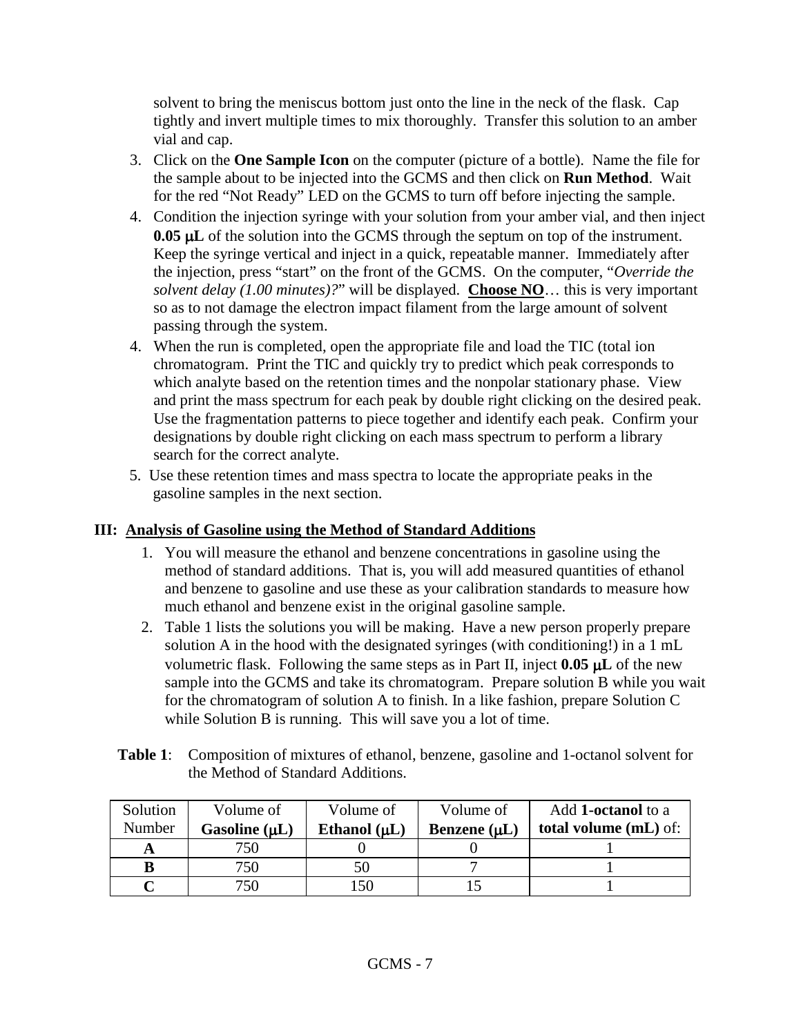solvent to bring the meniscus bottom just onto the line in the neck of the flask. Cap tightly and invert multiple times to mix thoroughly. Transfer this solution to an amber vial and cap.

3. Click on the **One Sample Icon** on the computer (picture of a bottle). Name the file for the sample about to be injected into the GCMS and then click on **Run Method**. Wait for the red "Not Ready" LED on the GCMS to turn off before injecting the sample.
4. Condition the injection syringe with your solution from your amber vial, and then inject **0.05 μL** of the solution into the GCMS through the septum on top of the instrument. Keep the syringe vertical and inject in a quick, repeatable manner. Immediately after the injection, press "start" on the front of the GCMS. On the computer, "*Override the solvent delay (1.00 minutes)?*" will be displayed. **<u>Choose NO</u>**… this is very important so as to not damage the electron impact filament from the large amount of solvent passing through the system.
4. When the run is completed, open the appropriate file and load the TIC (total ion chromatogram. Print the TIC and quickly try to predict which peak corresponds to which analyte based on the retention times and the nonpolar stationary phase. View and print the mass spectrum for each peak by double right clicking on the desired peak. Use the fragmentation patterns to piece together and identify each peak. Confirm your designations by double right clicking on each mass spectrum to perform a library search for the correct analyte.
5. Use these retention times and mass spectra to locate the appropriate peaks in the gasoline samples in the next section.

## III: <u>Analysis of Gasoline using the Method of Standard Additions</u>

1. You will measure the ethanol and benzene concentrations in gasoline using the method of standard additions. That is, you will add measured quantities of ethanol and benzene to gasoline and use these as your calibration standards to measure how much ethanol and benzene exist in the original gasoline sample.
2. Table 1 lists the solutions you will be making. Have a new person properly prepare solution A in the hood with the designated syringes (with conditioning!) in a 1 mL volumetric flask. Following the same steps as in Part II, inject **0.05 μL** of the new sample into the GCMS and take its chromatogram. Prepare solution B while you wait for the chromatogram of solution A to finish. In a like fashion, prepare Solution C while Solution B is running. This will save you a lot of time.

**Table 1**: Composition of mixtures of ethanol, benzene, gasoline and 1-octanol solvent for the Method of Standard Additions.

| Solution Number | Volume of **Gasoline (μL)** | Volume of **Ethanol (μL)** | Volume of **Benzene (μL)** | Add **1-octanol** to a **total volume (mL)** of: |
|---|---|---|---|---|
| **A** | 750 | 0 | 0 | 1 |
| **B** | 750 | 50 | 7 | 1 |
| **C** | 750 | 150 | 15 | 1 |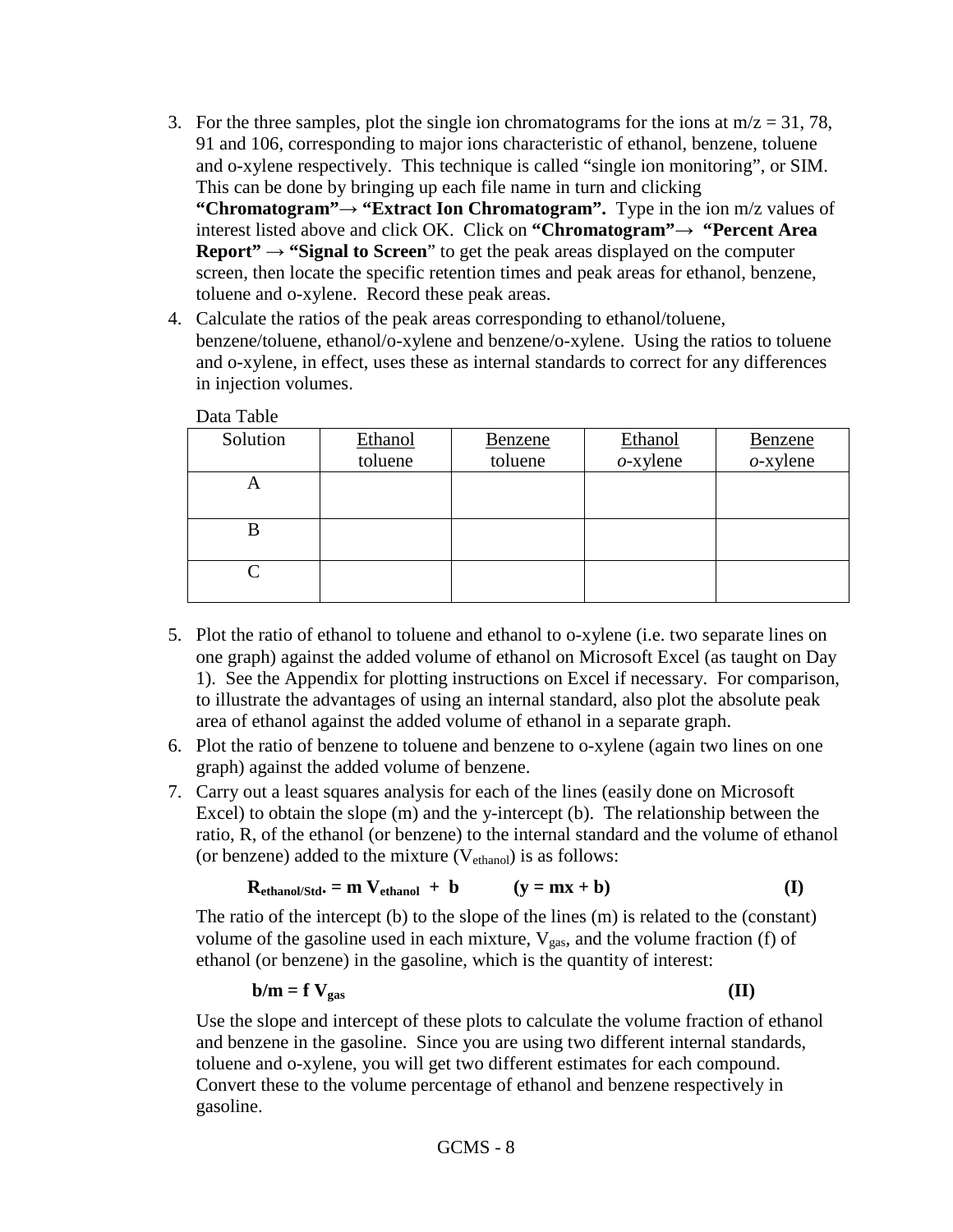3. For the three samples, plot the single ion chromatograms for the ions at $m/z$ = 31, 78, 91 and 106, corresponding to major ions characteristic of ethanol, benzene, toluene and o-xylene respectively. This technique is called "single ion monitoring", or SIM. This can be done by bringing up each file name in turn and clicking **"Chromatogram"→ "Extract Ion Chromatogram".** Type in the ion m/z values of interest listed above and click OK. Click on **"Chromatogram"→ "Percent Area Report" → "Signal to Screen"** to get the peak areas displayed on the computer screen, then locate the specific retention times and peak areas for ethanol, benzene, toluene and o-xylene. Record these peak areas.
4. Calculate the ratios of the peak areas corresponding to ethanol/toluene, benzene/toluene, ethanol/o-xylene and benzene/o-xylene. Using the ratios to toluene and o-xylene, in effect, uses these as internal standards to correct for any differences in injection volumes.

Data Table

| Solution | Ethanol / toluene | Benzene / toluene | Ethanol / *o*-xylene | Benzene / *o*-xylene |
|---|---|---|---|---|
| A | | | | |
| B | | | | |
| C | | | | |

5. Plot the ratio of ethanol to toluene and ethanol to o-xylene (i.e. two separate lines on one graph) against the added volume of ethanol on Microsoft Excel (as taught on Day 1). See the Appendix for plotting instructions on Excel if necessary. For comparison, to illustrate the advantages of using an internal standard, also plot the absolute peak area of ethanol against the added volume of ethanol in a separate graph.
6. Plot the ratio of benzene to toluene and benzene to o-xylene (again two lines on one graph) against the added volume of benzene.
7. Carry out a least squares analysis for each of the lines (easily done on Microsoft Excel) to obtain the slope (m) and the y-intercept (b). The relationship between the ratio, R, of the ethanol (or benzene) to the internal standard and the volume of ethanol (or benzene) added to the mixture ($V_{ethanol}$) is as follows:

$$\mathbf{R_{ethanol/Std.} = m\, V_{ethanol} + b} \qquad (\mathbf{y = mx + b}) \qquad \textbf{(I)}$$

The ratio of the intercept (b) to the slope of the lines (m) is related to the (constant) volume of the gasoline used in each mixture, $V_{gas}$, and the volume fraction (f) of ethanol (or benzene) in the gasoline, which is the quantity of interest:

$$\mathbf{b/m = f\, V_{gas}} \qquad \textbf{(II)}$$

Use the slope and intercept of these plots to calculate the volume fraction of ethanol and benzene in the gasoline. Since you are using two different internal standards, toluene and o-xylene, you will get two different estimates for each compound. Convert these to the volume percentage of ethanol and benzene respectively in gasoline.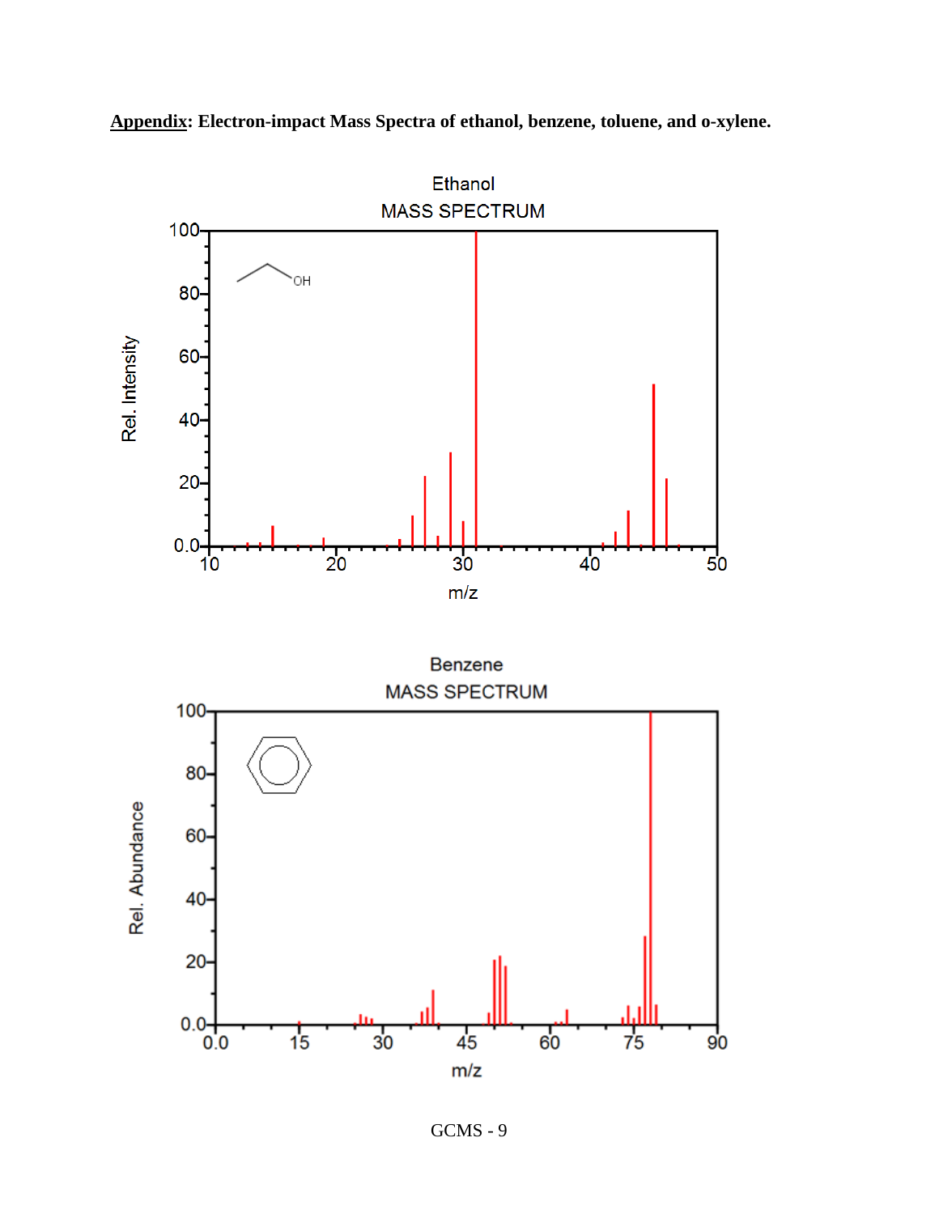**Appendix**: Electron-impact Mass Spectra of ethanol, benzene, toluene, and o-xylene.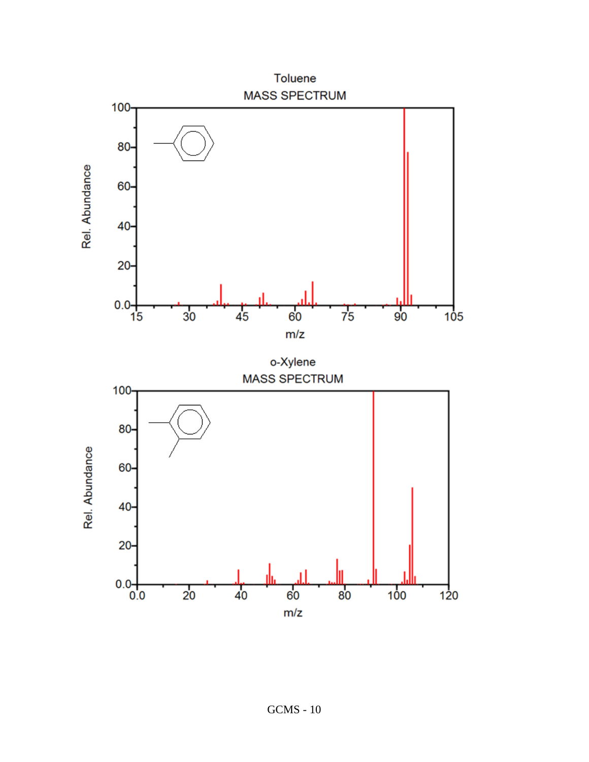Toluene

MASS SPECTRUM

Rel. Abundance

100

80

60

40

20

0.0

15 30 45 60 75 90 105

m/z

o-Xylene

MASS SPECTRUM

Rel. Abundance

100

80

60

40

20

0.0

0.0 20 40 60 80 100 120

m/z